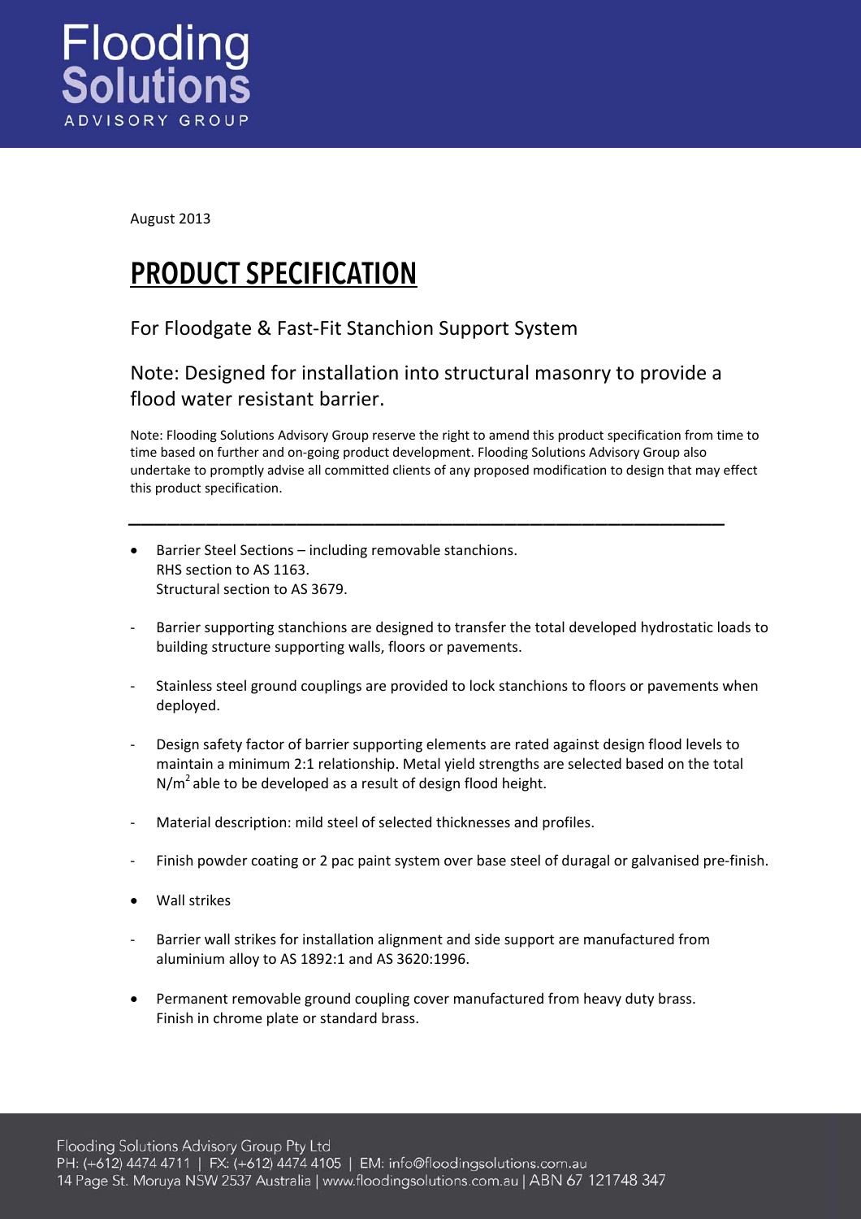Flooding Solutions

ADVISORY GROUP

August 2013

# PRODUCT SPECIFICATION

For Floodgate & Fast-Fit Stanchion Support System

Note: Designed for installation into structural masonry to provide a flood water resistant barrier.

Note: Flooding Solutions Advisory Group reserve the right to amend this product specification from time to time based on further and on-going product development. Flooding Solutions Advisory Group also undertake to promptly advise all committed clients of any proposed modification to design that may effect this product specification.

---

- Barrier Steel Sections – including removable stanchions.
  RHS section to AS 1163.
  Structural section to AS 3679.

- Barrier supporting stanchions are designed to transfer the total developed hydrostatic loads to building structure supporting walls, floors or pavements.

- Stainless steel ground couplings are provided to lock stanchions to floors or pavements when deployed.

- Design safety factor of barrier supporting elements are rated against design flood levels to maintain a minimum 2:1 relationship. Metal yield strengths are selected based on the total $N/m^2$ able to be developed as a result of design flood height.

- Material description: mild steel of selected thicknesses and profiles.

- Finish powder coating or 2 pac paint system over base steel of duragal or galvanised pre-finish.

- Wall strikes

- Barrier wall strikes for installation alignment and side support are manufactured from aluminium alloy to AS 1892:1 and AS 3620:1996.

- Permanent removable ground coupling cover manufactured from heavy duty brass.
  Finish in chrome plate or standard brass.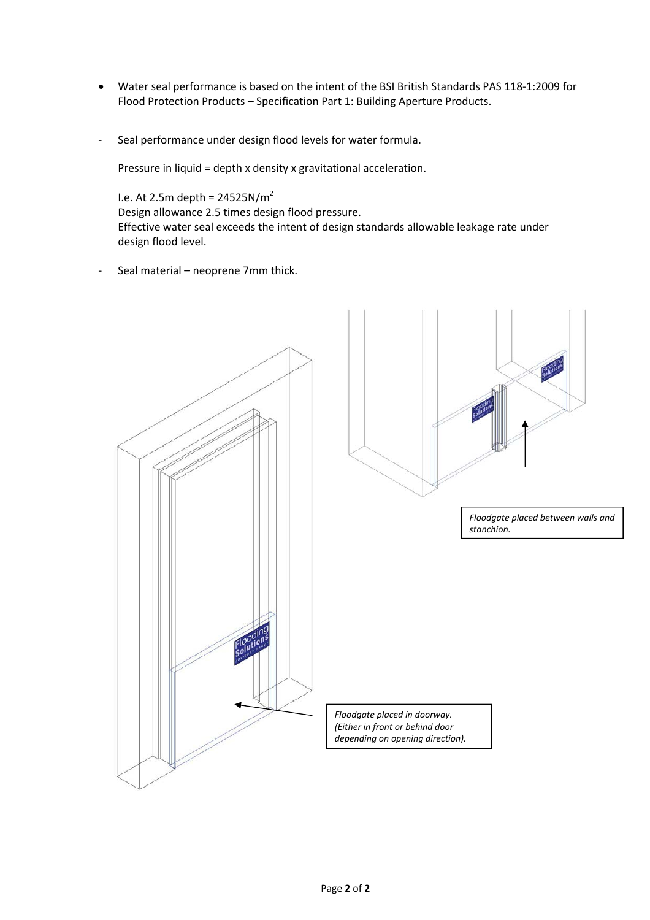- Water seal performance is based on the intent of the BSI British Standards PAS 118-1:2009 for Flood Protection Products – Specification Part 1: Building Aperture Products.

- Seal performance under design flood levels for water formula.

  Pressure in liquid = depth x density x gravitational acceleration.

  I.e. At 2.5m depth = $24525 N/m^2$
  Design allowance 2.5 times design flood pressure.
  Effective water seal exceeds the intent of design standards allowable leakage rate under design flood level.

- Seal material – neoprene 7mm thick.

*Floodgate placed between walls and stanchion.*

*Floodgate placed in doorway. (Either in front or behind door depending on opening direction).*